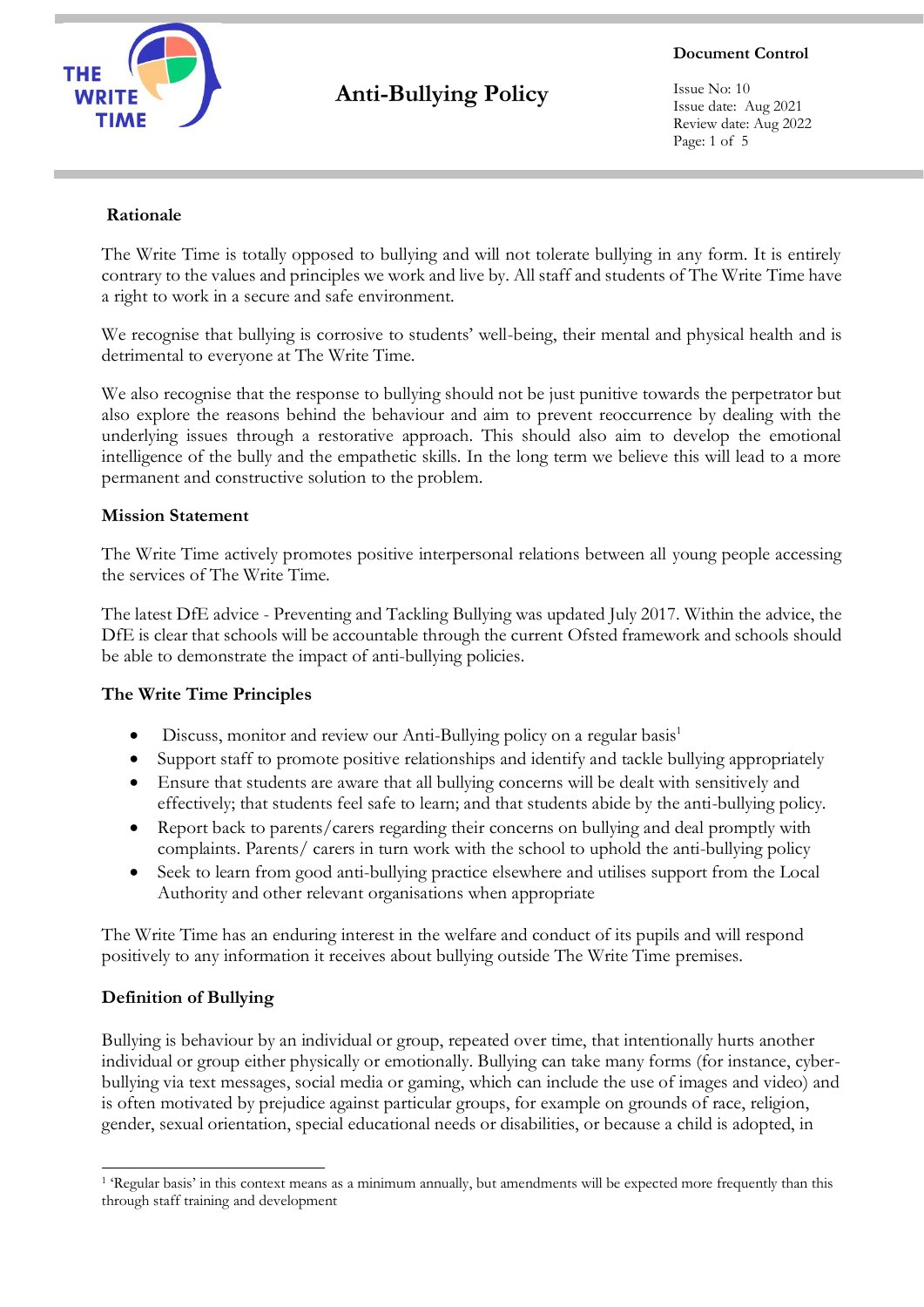# Anti-Bullying Policy

**Document Control**

Issue No: 10
Issue date: Aug 2021
Review date: Aug 2022

## Rationale

The Write Time is totally opposed to bullying and will not tolerate bullying in any form. It is entirely contrary to the values and principles we work and live by. All staff and students of The Write Time have a right to work in a secure and safe environment.

We recognise that bullying is corrosive to students' well-being, their mental and physical health and is detrimental to everyone at The Write Time.

We also recognise that the response to bullying should not be just punitive towards the perpetrator but also explore the reasons behind the behaviour and aim to prevent reoccurrence by dealing with the underlying issues through a restorative approach. This should also aim to develop the emotional intelligence of the bully and the empathetic skills. In the long term we believe this will lead to a more permanent and constructive solution to the problem.

## Mission Statement

The Write Time actively promotes positive interpersonal relations between all young people accessing the services of The Write Time.

The latest DfE advice - Preventing and Tackling Bullying was updated July 2017. Within the advice, the DfE is clear that schools will be accountable through the current Ofsted framework and schools should be able to demonstrate the impact of anti-bullying policies.

## The Write Time Principles

- Discuss, monitor and review our Anti-Bullying policy on a regular basis[1]
- Support staff to promote positive relationships and identify and tackle bullying appropriately
- Ensure that students are aware that all bullying concerns will be dealt with sensitively and effectively; that students feel safe to learn; and that students abide by the anti-bullying policy.
- Report back to parents/carers regarding their concerns on bullying and deal promptly with complaints. Parents/ carers in turn work with the school to uphold the anti-bullying policy
- Seek to learn from good anti-bullying practice elsewhere and utilises support from the Local Authority and other relevant organisations when appropriate

The Write Time has an enduring interest in the welfare and conduct of its pupils and will respond positively to any information it receives about bullying outside The Write Time premises.

## Definition of Bullying

Bullying is behaviour by an individual or group, repeated over time, that intentionally hurts another individual or group either physically or emotionally. Bullying can take many forms (for instance, cyber-bullying via text messages, social media or gaming, which can include the use of images and video) and is often motivated by prejudice against particular groups, for example on grounds of race, religion, gender, sexual orientation, special educational needs or disabilities, or because a child is adopted, in

---

[1] 'Regular basis' in this context means as a minimum annually, but amendments will be expected more frequently than this through staff training and development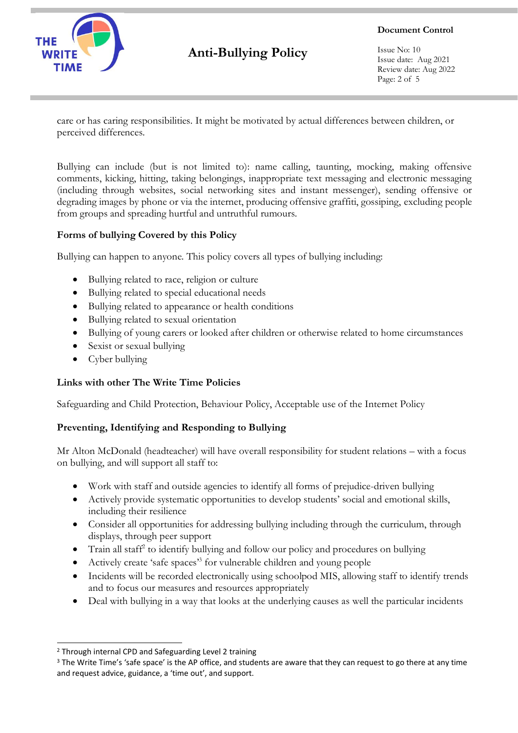care or has caring responsibilities. It might be motivated by actual differences between children, or perceived differences.

Bullying can include (but is not limited to): name calling, taunting, mocking, making offensive comments, kicking, hitting, taking belongings, inappropriate text messaging and electronic messaging (including through websites, social networking sites and instant messenger), sending offensive or degrading images by phone or via the internet, producing offensive graffiti, gossiping, excluding people from groups and spreading hurtful and untruthful rumours.

**Forms of bullying Covered by this Policy**

Bullying can happen to anyone. This policy covers all types of bullying including:

- Bullying related to race, religion or culture
- Bullying related to special educational needs
- Bullying related to appearance or health conditions
- Bullying related to sexual orientation
- Bullying of young carers or looked after children or otherwise related to home circumstances
- Sexist or sexual bullying
- Cyber bullying

**Links with other The Write Time Policies**

Safeguarding and Child Protection, Behaviour Policy, Acceptable use of the Internet Policy

**Preventing, Identifying and Responding to Bullying**

Mr Alton McDonald (headteacher) will have overall responsibility for student relations – with a focus on bullying, and will support all staff to:

- Work with staff and outside agencies to identify all forms of prejudice-driven bullying
- Actively provide systematic opportunities to develop students' social and emotional skills, including their resilience
- Consider all opportunities for addressing bullying including through the curriculum, through displays, through peer support
- Train all staff[2] to identify bullying and follow our policy and procedures on bullying
- Actively create 'safe spaces'[3] for vulnerable children and young people
- Incidents will be recorded electronically using schoolpod MIS, allowing staff to identify trends and to focus our measures and resources appropriately
- Deal with bullying in a way that looks at the underlying causes as well the particular incidents

---

[2] Through internal CPD and Safeguarding Level 2 training

[3] The Write Time's 'safe space' is the AP office, and students are aware that they can request to go there at any time and request advice, guidance, a 'time out', and support.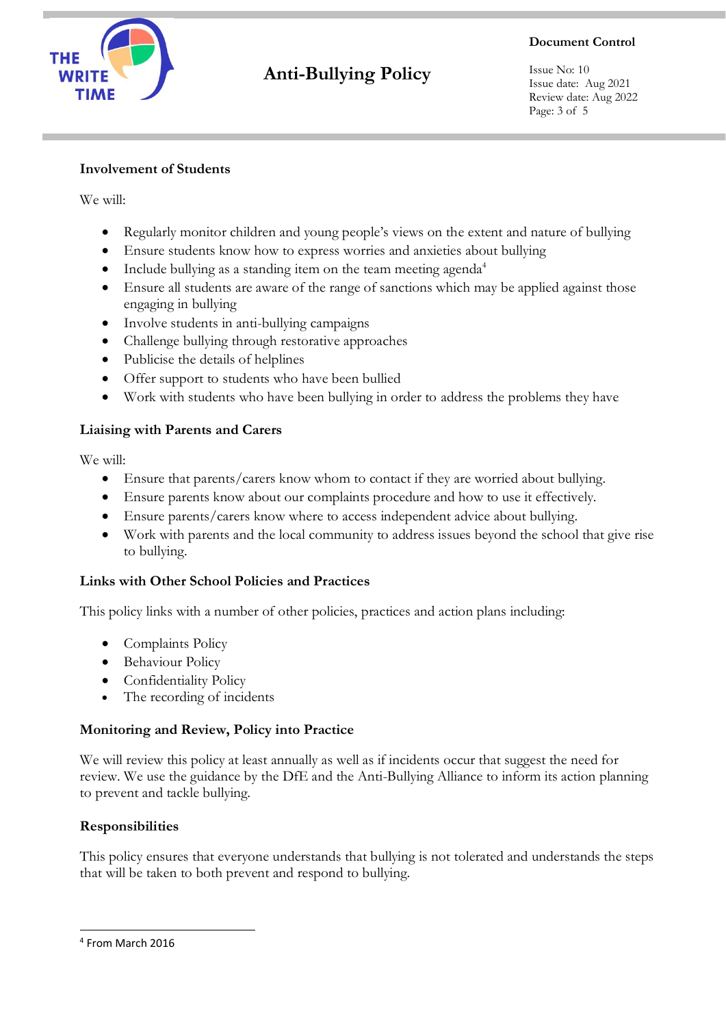### Involvement of Students

We will:

- Regularly monitor children and young people's views on the extent and nature of bullying
- Ensure students know how to express worries and anxieties about bullying
- Include bullying as a standing item on the team meeting agenda[4]
- Ensure all students are aware of the range of sanctions which may be applied against those engaging in bullying
- Involve students in anti-bullying campaigns
- Challenge bullying through restorative approaches
- Publicise the details of helplines
- Offer support to students who have been bullied
- Work with students who have been bullying in order to address the problems they have

### Liaising with Parents and Carers

We will:

- Ensure that parents/carers know whom to contact if they are worried about bullying.
- Ensure parents know about our complaints procedure and how to use it effectively.
- Ensure parents/carers know where to access independent advice about bullying.
- Work with parents and the local community to address issues beyond the school that give rise to bullying.

### Links with Other School Policies and Practices

This policy links with a number of other policies, practices and action plans including:

- Complaints Policy
- Behaviour Policy
- Confidentiality Policy
- The recording of incidents

### Monitoring and Review, Policy into Practice

We will review this policy at least annually as well as if incidents occur that suggest the need for review. We use the guidance by the DfE and the Anti-Bullying Alliance to inform its action planning to prevent and tackle bullying.

### Responsibilities

This policy ensures that everyone understands that bullying is not tolerated and understands the steps that will be taken to both prevent and respond to bullying.

---

[4] From March 2016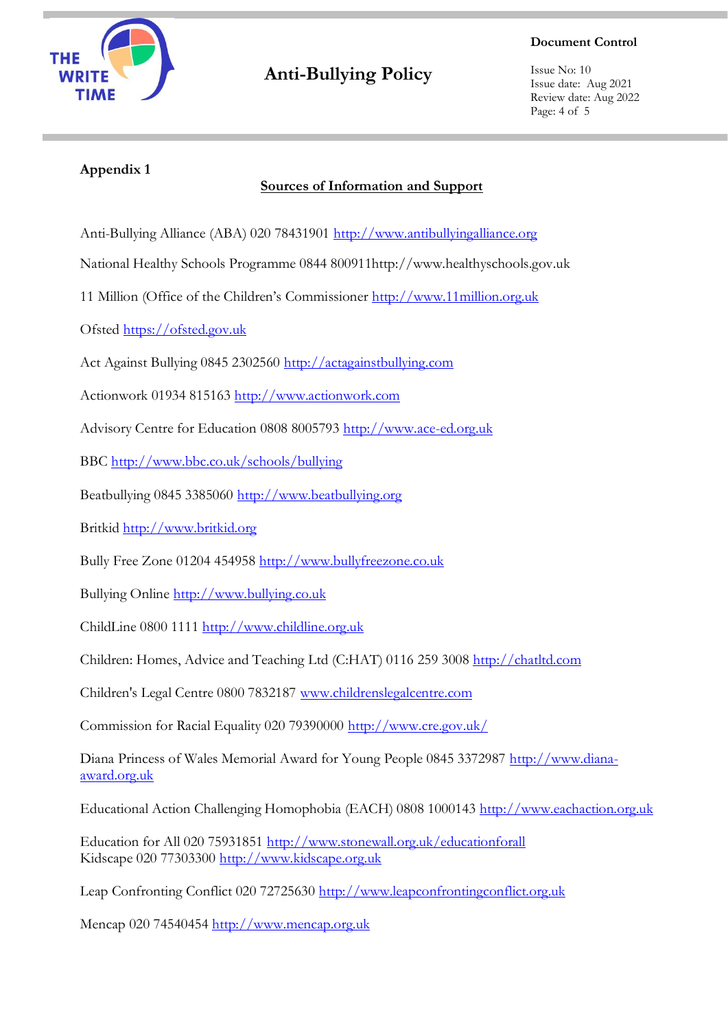**Appendix 1**

## Sources of Information and Support

Anti-Bullying Alliance (ABA) 020 78431901 http://www.antibullyingalliance.org

National Healthy Schools Programme 0844 800911http://www.healthyschools.gov.uk

11 Million (Office of the Children's Commissioner http://www.11million.org.uk

Ofsted https://ofsted.gov.uk

Act Against Bullying 0845 2302560 http://actagainstbullying.com

Actionwork 01934 815163 http://www.actionwork.com

Advisory Centre for Education 0808 8005793 http://www.ace-ed.org.uk

BBC http://www.bbc.co.uk/schools/bullying

Beatbullying 0845 3385060 http://www.beatbullying.org

Britkid http://www.britkid.org

Bully Free Zone 01204 454958 http://www.bullyfreezone.co.uk

Bullying Online http://www.bullying.co.uk

ChildLine 0800 1111 http://www.childline.org.uk

Children: Homes, Advice and Teaching Ltd (C:HAT) 0116 259 3008 http://chatltd.com

Children's Legal Centre 0800 7832187 www.childrenslegalcentre.com

Commission for Racial Equality 020 79390000 http://www.cre.gov.uk/

Diana Princess of Wales Memorial Award for Young People 0845 3372987 http://www.diana-award.org.uk

Educational Action Challenging Homophobia (EACH) 0808 1000143 http://www.eachaction.org.uk

Education for All 020 75931851 http://www.stonewall.org.uk/educationforall
Kidscape 020 77303300 http://www.kidscape.org.uk

Leap Confronting Conflict 020 72725630 http://www.leapconfrontingconflict.org.uk

Mencap 020 74540454 http://www.mencap.org.uk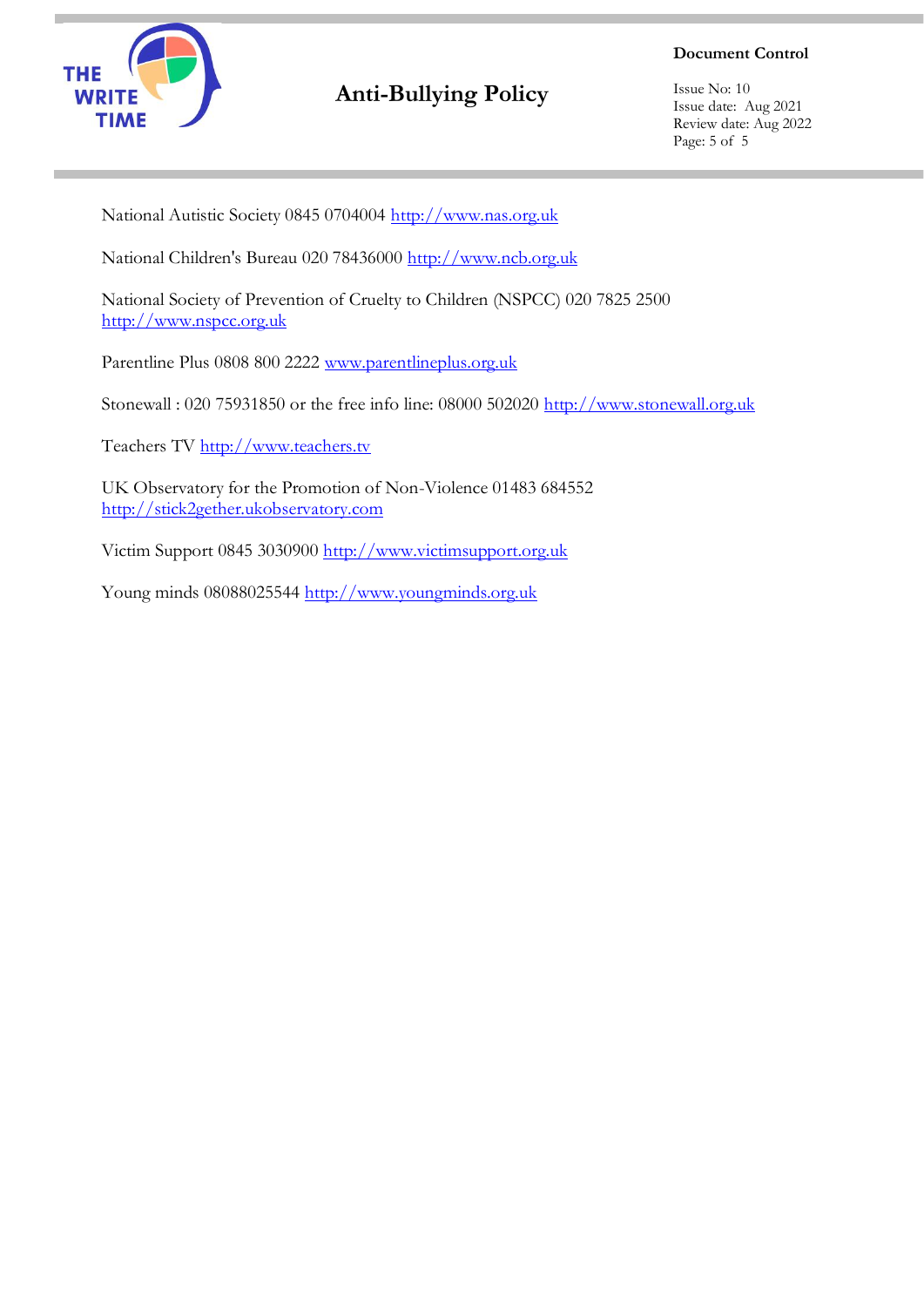National Autistic Society 0845 0704004 http://www.nas.org.uk

National Children's Bureau 020 78436000 http://www.ncb.org.uk

National Society of Prevention of Cruelty to Children (NSPCC) 020 7825 2500 http://www.nspcc.org.uk

Parentline Plus 0808 800 2222 www.parentlineplus.org.uk

Stonewall : 020 75931850 or the free info line: 08000 502020 http://www.stonewall.org.uk

Teachers TV http://www.teachers.tv

UK Observatory for the Promotion of Non-Violence 01483 684552 http://stick2gether.ukobservatory.com

Victim Support 0845 3030900 http://www.victimsupport.org.uk

Young minds 08088025544 http://www.youngminds.org.uk